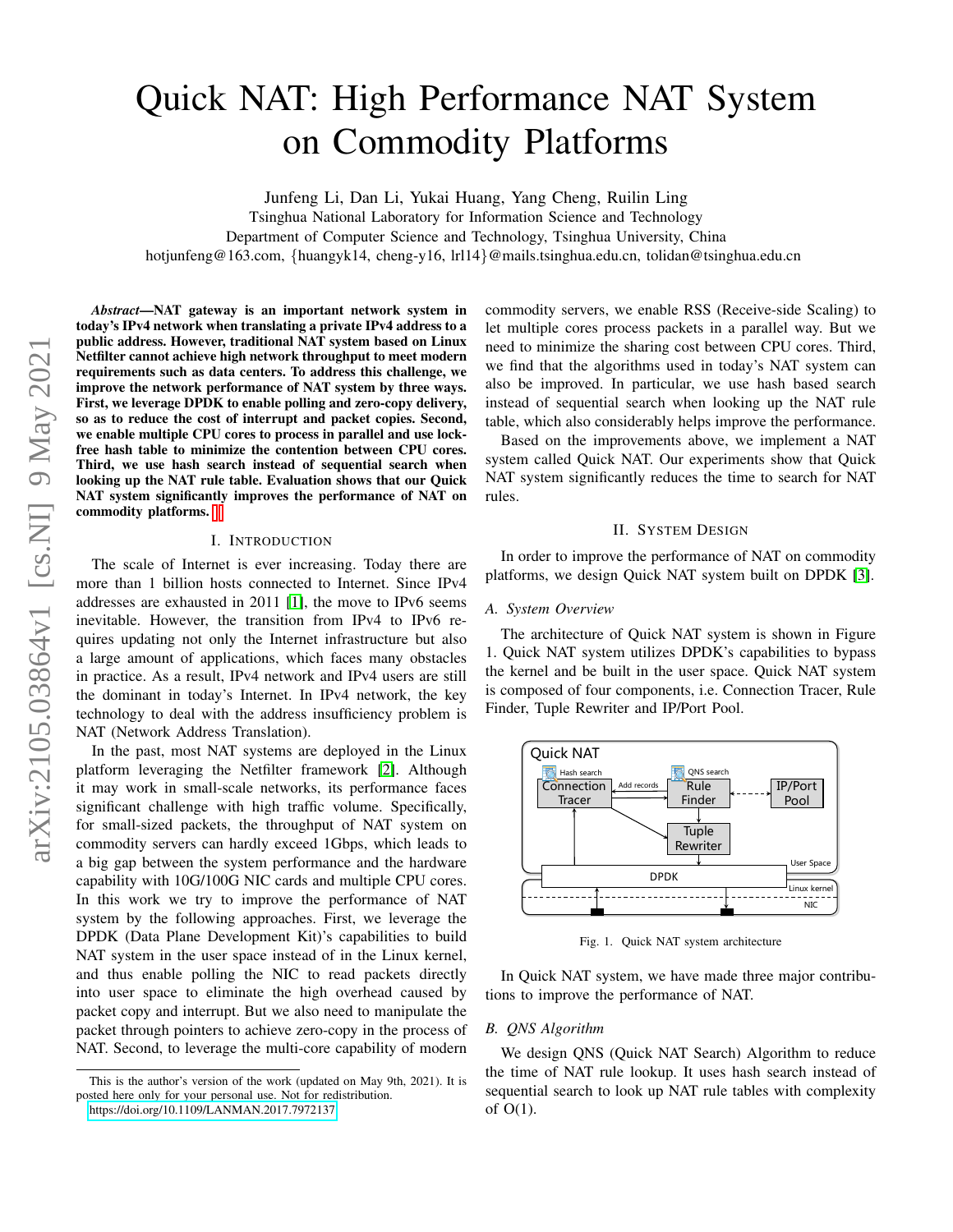# Quick NAT: High Performance NAT System on Commodity Platforms

Junfeng Li, Dan Li, Yukai Huang, Yang Cheng, Ruilin Ling
Tsinghua National Laboratory for Information Science and Technology
Department of Computer Science and Technology, Tsinghua University, China
hotjunfeng@163.com, {huangyk14, cheng-y16, lrl14}@mails.tsinghua.edu.cn, tolidan@tsinghua.edu.cn

***Abstract*—NAT gateway is an important network system in today's IPv4 network when translating a private IPv4 address to a public address. However, traditional NAT system based on Linux Netfilter cannot achieve high network throughput to meet modern requirements such as data centers. To address this challenge, we improve the network performance of NAT system by three ways. First, we leverage DPDK to enable polling and zero-copy delivery, so as to reduce the cost of interrupt and packet copies. Second, we enable multiple CPU cores to process in parallel and use lock-free hash table to minimize the contention between CPU cores. Third, we use hash search instead of sequential search when looking up the NAT rule table. Evaluation shows that our Quick NAT system significantly improves the performance of NAT on commodity platforms.** [1]

## I. Introduction

The scale of Internet is ever increasing. Today there are more than 1 billion hosts connected to Internet. Since IPv4 addresses are exhausted in 2011 [1], the move to IPv6 seems inevitable. However, the transition from IPv4 to IPv6 requires updating not only the Internet infrastructure but also a large amount of applications, which faces many obstacles in practice. As a result, IPv4 network and IPv4 users are still the dominant in today's Internet. In IPv4 network, the key technology to deal with the address insufficiency problem is NAT (Network Address Translation).

In the past, most NAT systems are deployed in the Linux platform leveraging the Netfilter framework [2]. Although it may work in small-scale networks, its performance faces significant challenge with high traffic volume. Specifically, for small-sized packets, the throughput of NAT system on commodity servers can hardly exceed 1Gbps, which leads to a big gap between the system performance and the hardware capability with 10G/100G NIC cards and multiple CPU cores. In this work we try to improve the performance of NAT system by the following approaches. First, we leverage the DPDK (Data Plane Development Kit)'s capabilities to build NAT system in the user space instead of in the Linux kernel, and thus enable polling the NIC to read packets directly into user space to eliminate the high overhead caused by packet copy and interrupt. But we also need to manipulate the packet through pointers to achieve zero-copy in the process of NAT. Second, to leverage the multi-core capability of modern commodity servers, we enable RSS (Receive-side Scaling) to let multiple cores process packets in a parallel way. But we need to minimize the sharing cost between CPU cores. Third, we find that the algorithms used in today's NAT system can also be improved. In particular, we use hash based search instead of sequential search when looking up the NAT rule table, which also considerably helps improve the performance.

Based on the improvements above, we implement a NAT system called Quick NAT. Our experiments show that Quick NAT system significantly reduces the time to search for NAT rules.

## II. System Design

In order to improve the performance of NAT on commodity platforms, we design Quick NAT system built on DPDK [3].

### A. System Overview

The architecture of Quick NAT system is shown in Figure 1. Quick NAT system utilizes DPDK's capabilities to bypass the kernel and be built in the user space. Quick NAT system is composed of four components, i.e. Connection Tracer, Rule Finder, Tuple Rewriter and IP/Port Pool.

Fig. 1. Quick NAT system architecture

In Quick NAT system, we have made three major contributions to improve the performance of NAT.

### B. QNS Algorithm

We design QNS (Quick NAT Search) Algorithm to reduce the time of NAT rule lookup. It uses hash search instead of sequential search to look up NAT rule tables with complexity of O(1).

This is the author's version of the work (updated on May 9th, 2021). It is posted here only for your personal use. Not for redistribution. https://doi.org/10.1109/LANMAN.2017.7972137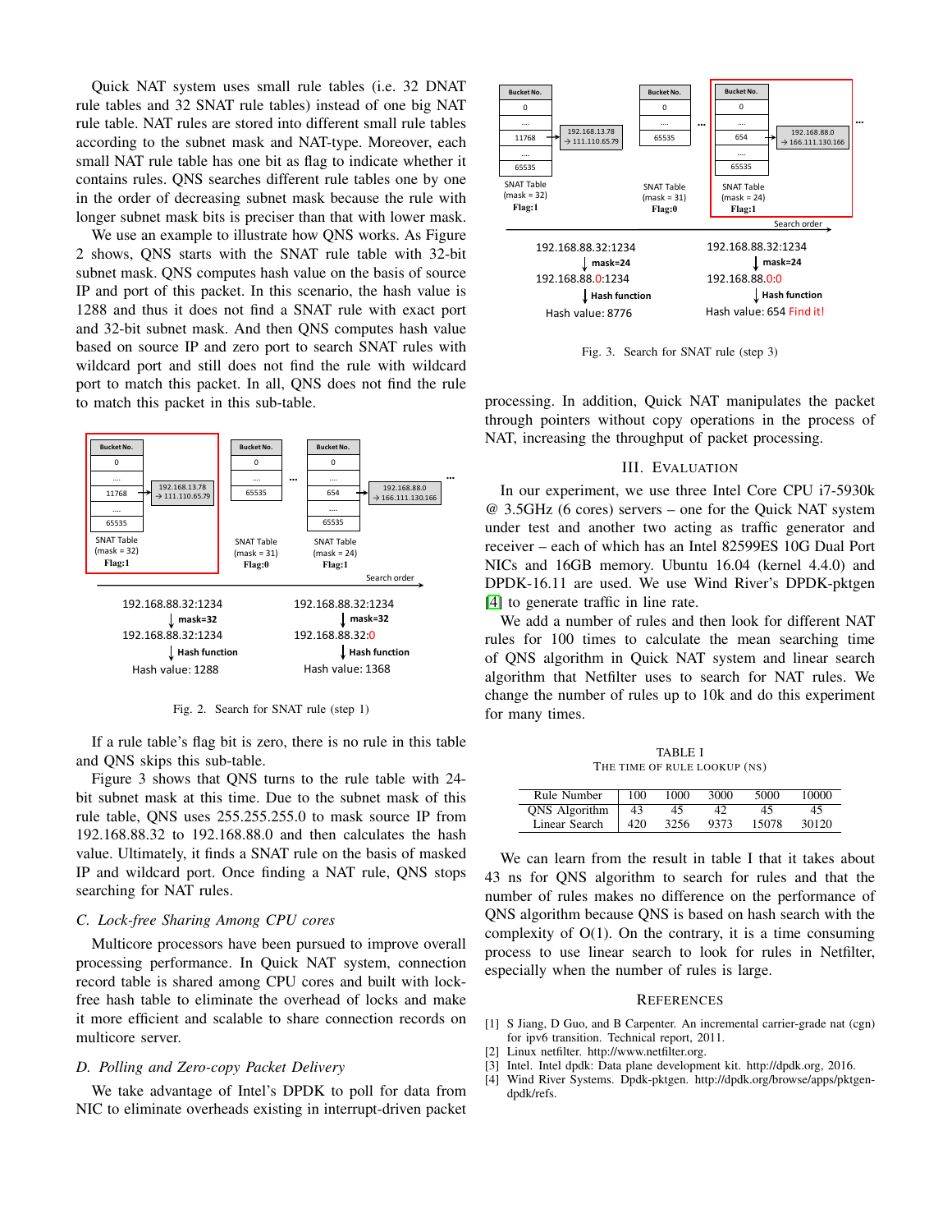Quick NAT system uses small rule tables (i.e. 32 DNAT rule tables and 32 SNAT rule tables) instead of one big NAT rule table. NAT rules are stored into different small rule tables according to the subnet mask and NAT-type. Moreover, each small NAT rule table has one bit as flag to indicate whether it contains rules. QNS searches different rule tables one by one in the order of decreasing subnet mask because the rule with longer subnet mask bits is preciser than that with lower mask.

We use an example to illustrate how QNS works. As Figure 2 shows, QNS starts with the SNAT rule table with 32-bit subnet mask. QNS computes hash value on the basis of source IP and port of this packet. In this scenario, the hash value is 1288 and thus it does not find a SNAT rule with exact port and 32-bit subnet mask. And then QNS computes hash value based on source IP and zero port to search SNAT rules with wildcard port and still does not find the rule with wildcard port to match this packet. In all, QNS does not find the rule to match this packet in this sub-table.

Bucket No. | 0 | .... | 11768 | .... | 65535
192.168.13.78 → 111.110.65.79
SNAT Table (mask = 32) Flag:1
Bucket No. | 0 | .... | 65535
SNAT Table (mask = 31) Flag:0
...
Bucket No. | 0 | .... | 654 | .... | 65535
192.168.88.0 → 166.111.130.166
SNAT Table (mask = 24) Flag:1
...
Search order
192.168.88.32:1234
mask=32
192.168.88.32:1234
Hash function
Hash value: 1288
192.168.88.32:1234
mask=32
192.168.88.32:0
Hash function
Hash value: 1368

Fig. 2. Search for SNAT rule (step 1)

If a rule table's flag bit is zero, there is no rule in this table and QNS skips this sub-table.

Figure 3 shows that QNS turns to the rule table with 24-bit subnet mask at this time. Due to the subnet mask of this rule table, QNS uses 255.255.255.0 to mask source IP from 192.168.88.32 to 192.168.88.0 and then calculates the hash value. Ultimately, it finds a SNAT rule on the basis of masked IP and wildcard port. Once finding a NAT rule, QNS stops searching for NAT rules.

### C. Lock-free Sharing Among CPU cores

Multicore processors have been pursued to improve overall processing performance. In Quick NAT system, connection record table is shared among CPU cores and built with lock-free hash table to eliminate the overhead of locks and make it more efficient and scalable to share connection records on multicore server.

### D. Polling and Zero-copy Packet Delivery

We take advantage of Intel's DPDK to poll for data from NIC to eliminate overheads existing in interrupt-driven packet processing. In addition, Quick NAT manipulates the packet through pointers without copy operations in the process of NAT, increasing the throughput of packet processing.

Bucket No. | 0 | .... | 11768 | .... | 65535
192.168.13.78 → 111.110.65.79
SNAT Table (mask = 32) Flag:1
Bucket No. | 0 | .... | 65535
SNAT Table (mask = 31) Flag:0
...
Bucket No. | 0 | .... | 654 | .... | 65535
192.168.88.0 → 166.111.130.166
SNAT Table (mask = 24) Flag:1
...
Search order
192.168.88.32:1234
mask=24
192.168.88.0:1234
Hash function
Hash value: 8776
192.168.88.32:1234
mask=24
192.168.88.0:0
Hash function
Hash value: 654 Find it!

Fig. 3. Search for SNAT rule (step 3)

## III. Evaluation

In our experiment, we use three Intel Core CPU i7-5930k @ 3.5GHz (6 cores) servers – one for the Quick NAT system under test and another two acting as traffic generator and receiver – each of which has an Intel 82599ES 10G Dual Port NICs and 16GB memory. Ubuntu 16.04 (kernel 4.4.0) and DPDK-16.11 are used. We use Wind River's DPDK-pktgen [4] to generate traffic in line rate.

We add a number of rules and then look for different NAT rules for 100 times to calculate the mean searching time of QNS algorithm in Quick NAT system and linear search algorithm that Netfilter uses to search for NAT rules. We change the number of rules up to 10k and do this experiment for many times.

TABLE I
The time of rule lookup (ns)

| Rule Number | 100 | 1000 | 3000 | 5000 | 10000 |
|---|---|---|---|---|---|
| QNS Algorithm | 43 | 45 | 42 | 45 | 45 |
| Linear Search | 420 | 3256 | 9373 | 15078 | 30120 |

We can learn from the result in table I that it takes about 43 ns for QNS algorithm to search for rules and that the number of rules makes no difference on the performance of QNS algorithm because QNS is based on hash search with the complexity of O(1). On the contrary, it is a time consuming process to use linear search to look for rules in Netfilter, especially when the number of rules is large.

## References

[1] S Jiang, D Guo, and B Carpenter. An incremental carrier-grade nat (cgn) for ipv6 transition. Technical report, 2011.
[2] Linux netfilter. http://www.netfilter.org.
[3] Intel. Intel dpdk: Data plane development kit. http://dpdk.org, 2016.
[4] Wind River Systems. Dpdk-pktgen. http://dpdk.org/browse/apps/pktgen-dpdk/refs.